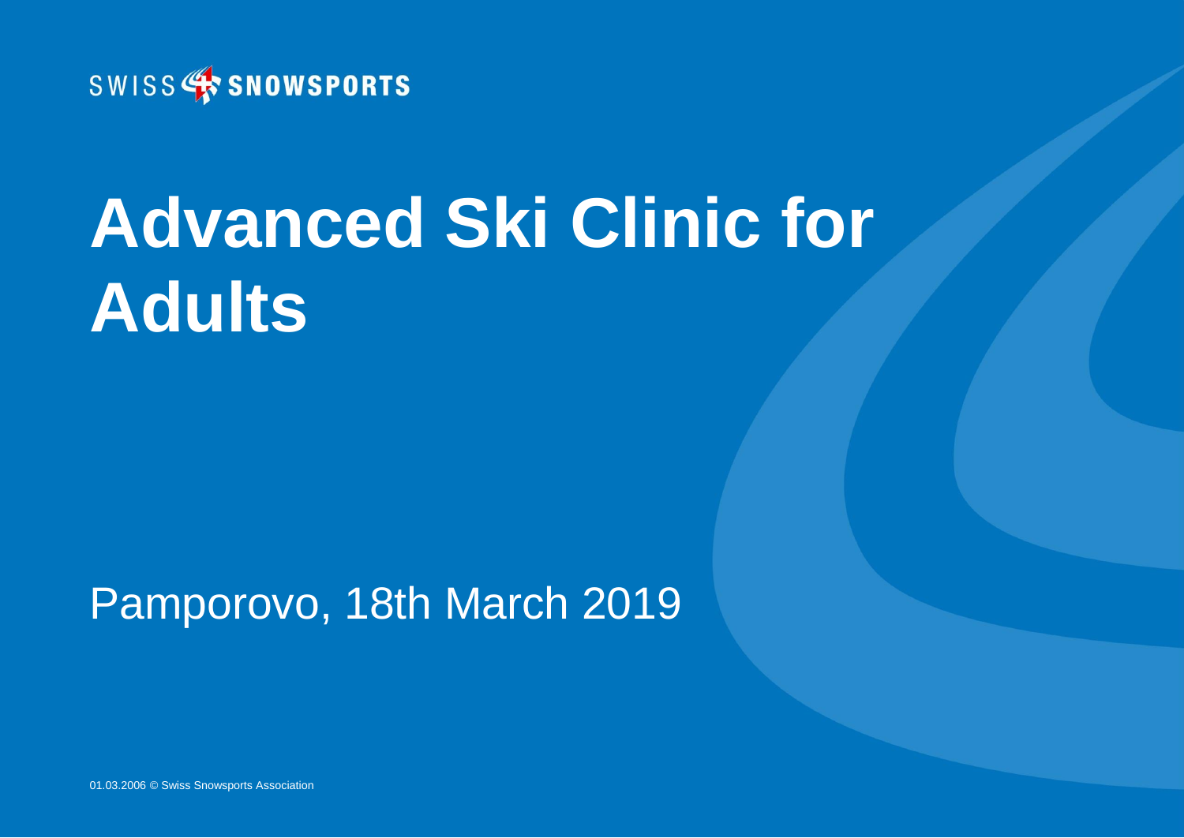SWISS SNOWSPORTS

# Advanced Ski Clinic for Adults

Pamporovo, 18th March 2019

01.03.2006 © Swiss Snowsports Association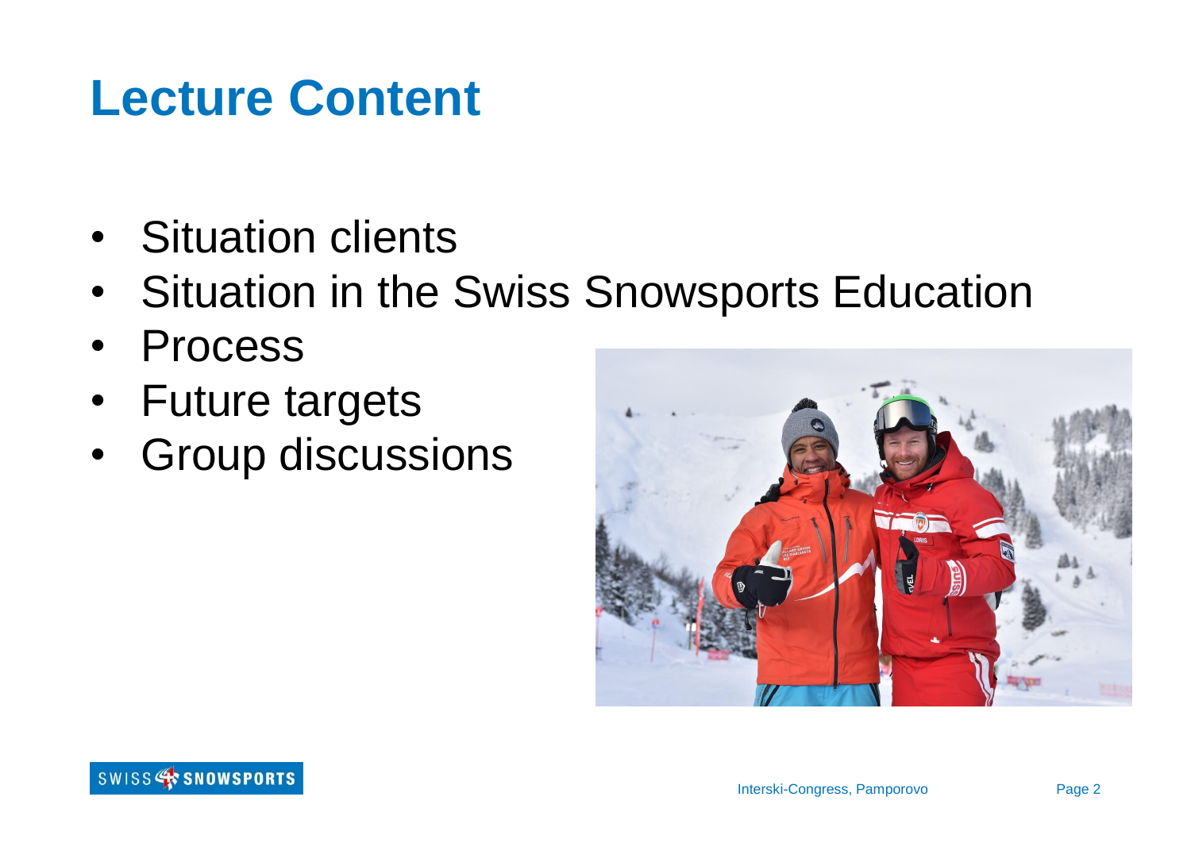# Lecture Content

- Situation clients
- Situation in the Swiss Snowsports Education
- Process
- Future targets
- Group discussions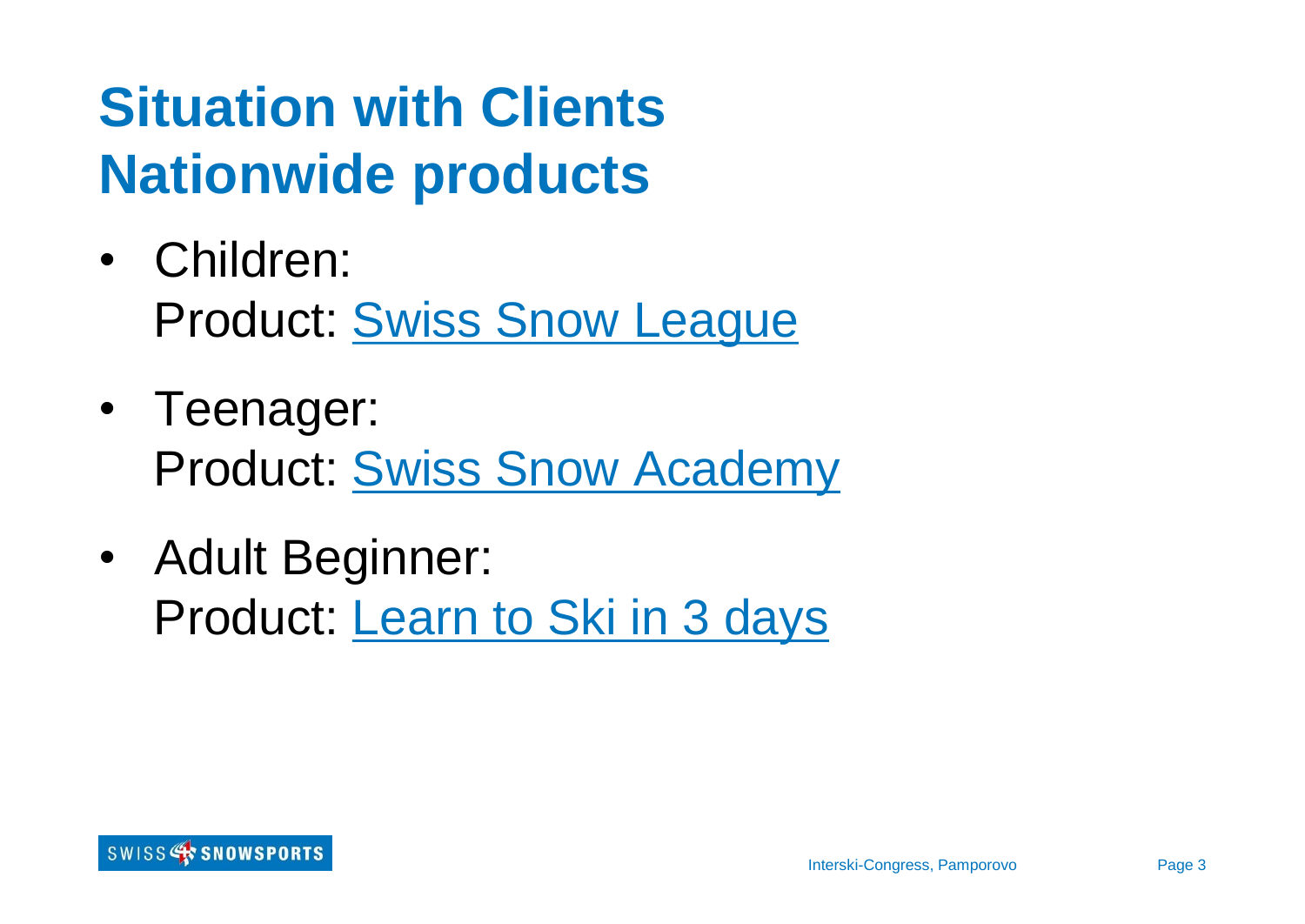# Situation with Clients Nationwide products

- Children:
  Product: Swiss Snow League
- Teenager:
  Product: Swiss Snow Academy
- Adult Beginner:
  Product: Learn to Ski in 3 days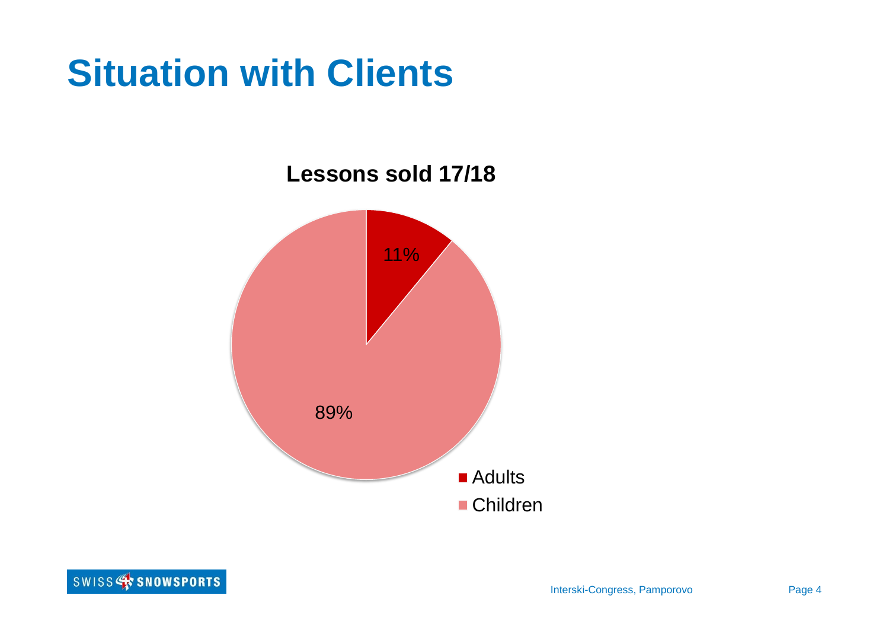# Situation with Clients

**Lessons sold 17/18**

| Category | Share |
| --- | --- |
| Adults | 11% |
| Children | 89% |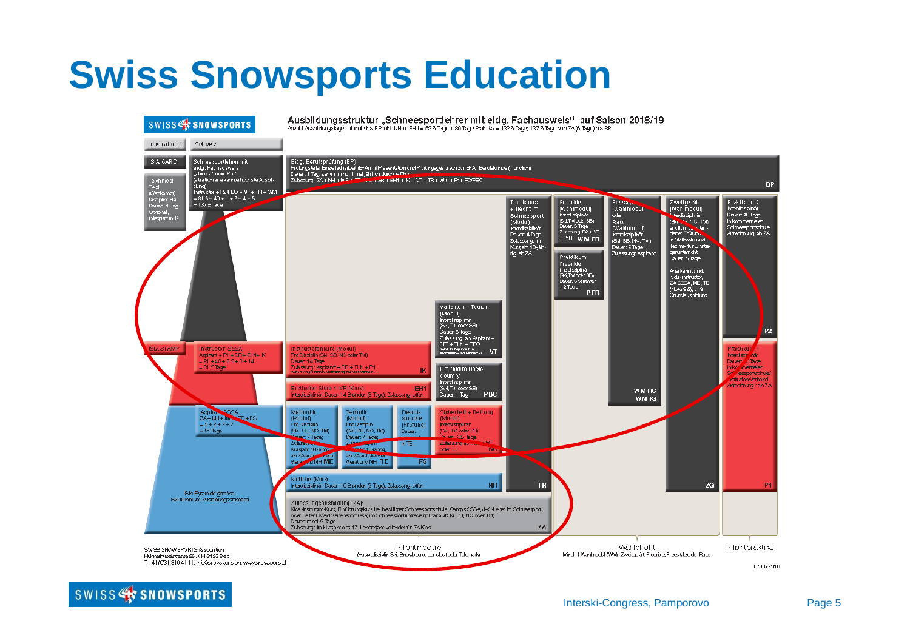# Swiss Snowsports Education

SWISS SNOWSPORTS

**Ausbildungsstruktur „Schneesportlehrer mit eidg. Fachausweis" auf Saison 2018/19**

Anzahl Ausbildungstage: Module bis BP inkl. NH u. EH1 = 52.5 Tage + 80 Tage Praktika = 132.5 Tage; 137.5 Tage von ZA (5 Tage) bis BP

International | Schweiz

ISIA CARD

Technical Test (Wettkampf) Disziplin: Ski Dauer: 1 Tag Optional, integriert in IK

Schneesportlehrer mit eidg. Fachausweis „Swiss Snow Pro" (staatlich anerkannte höchste Ausbildung) Instructor + P2/PBC + VT + TR + WM = 81.5 + 40 + 1 + 6 + 4 + 5 = 137.5 Tage

**Eidg. Berufsprüfung (BP)** Prüfungsteile: Einzelfacharbeit (EFA) mit Präsentation und Prüfungsgespräch zur EFA, Berufskunde (mündlich) Dauer: 1 Tag zentral mind. 1 mal jährlich durchgeführt Zulassung: ZA + NH + ME + TE + FS + SR + EH1 + IK + VT + TR + WM + P1 + P2/PBC — **BP**

**Tourismus + Recht im Schneesport** (Modul) Interdisziplinär Dauer: 4 Tage Zulassung: im Kursjahr 18-jährig, ab ZA — **TR**

**Freeride** (Wahlmodul) Interdisziplinär (Ski, TM oder SB) Dauer: 5 Tage Zulassung: P2 + VT + PFR — **WM FR**

**Praktikum Freeride** Interdisziplinär (Ski, TM oder SB) Dauer: 3 Varianten + 2 Touren — **PFR**

**Freestyle** (Wahlmodul) oder **Race** (Wahlmodul) Interdisziplinär (Ski, SB, NO, TM) Dauer: 5 Tage Zulassung: Aspirant — **WM RC / WM FS**

**Zweitgerät** (Wahlmodul) Interdisziplinär (Ski, SB, NO, TM) erfüllt mit bestandener Prüfung in Methodik und Technik für Einsteigerunterricht Dauer: 5 Tage. Anerkannt sind: Kids-Instructor, ZA SSSA, ME, TE (Note 3.5), J+S-Grundausbildung — **ZG**

**Praktikum 2** Interdisziplinär Dauer: 40 Tage in kommerzieller Schneesportschule Anrechnung: ab ZA — **P2**

**Varianten + Touren** (Modul) Interdisziplinär (Ski, TM oder SB) Dauer: 6 Tage Zulassung: ab Aspirant + SR + EH1 + PBC — **VT**

**Praktikum Backcountry** Interdisziplinär (Ski, TM oder SB) Dauer: 1 Tag — **PBC**

ISIA STAMP

**Instructor SSSA** Aspirant + P1 + SR + EH1 + IK = 21 + 40 + 3.5 + 3 + 14 = 81.5 Tage

**Instruktorenkurs** (Modul) Pro Disziplin (Ski, SB, NO oder TM) Dauer: 14 Tage Zulassung: Aspirant + SR + EH1 + P1 — **IK**

**Erste Hilfe Stufe 1 IVR** (Kurs) Interdisziplinär; Dauer: 14 Stunden (3 Tage); Zulassung: offen — **EH1**

**Praktikum 1** Interdisziplinär Dauer: 40 Tage in kommerzieller Schneesportschule/Institution/Verband Anrechnung: ab ZA — **P1**

**Aspirant SSSA** ZA + NH + ME + TE + FS = 5 + 2 + 7 + 7 = 21 Tage

**Methodik** (Modul) Pro Disziplin (Ski, SB, NO, TM) Dauer: 7 Tage; Zulassung: im Kursjahr 18-jährig, ab ZA auf dem Gerät und NH — **ME**

**Technik** (Modul) Pro Disziplin (Ski, SB, NO, TM) Dauer: 7 Tage; Zulassung: im Kursjahr 18-jährig, ab ZA auf gleichem Gerät und NH — **TE**

**Fremdsprache** (Prüfung) Dauer: integriert in TE — **FS**

**Sicherheit + Rettung** (Modul) Interdisziplinär (Ski, TM oder SB) Dauer: 3.5 Tage Zulassung: ab ME oder TE — **SR**

**Nothilfe** (Kurs) Interdisziplinär; Dauer: 10 Stunden (2 Tage); Zulassung: offen — **NH**

SIA-Pyramide gemäss SIA-Minimum-Ausbildungsstandard

**Zulassungsausbildung (ZA):** Kids-Instructor-Kurs, Einführungskurs bei bewilligter Schneesportschule, Camps SSSA, J+S-Leiter im Schneesport oder Leiter Erwachsenensport (esa) im Schneesport (interdisziplinär auf Ski, SB, NO oder TM) Dauer: mind. 5 Tage Zulassung: im Kursjahr das 17. Lebensjahr vollendet für ZA Kids — **ZA**

Pflichtmodule (Hauptdisziplin Ski, Snowboard, Langlauf oder Telemark) | Wahlpflicht: Mind. 1 Wahlmodul (WM): Zweitgerät, Freeride, Freestyle oder Race | Pflichtpraktika

SWISS SNOWSPORTS Association
Hühnerhubelstrasse 95, CH-3123 Belp
T +41 (0)31 810 41 11, info@snowsports.ch, www.snowsports.ch

07.06.2018

Interski-Congress, Pamporovo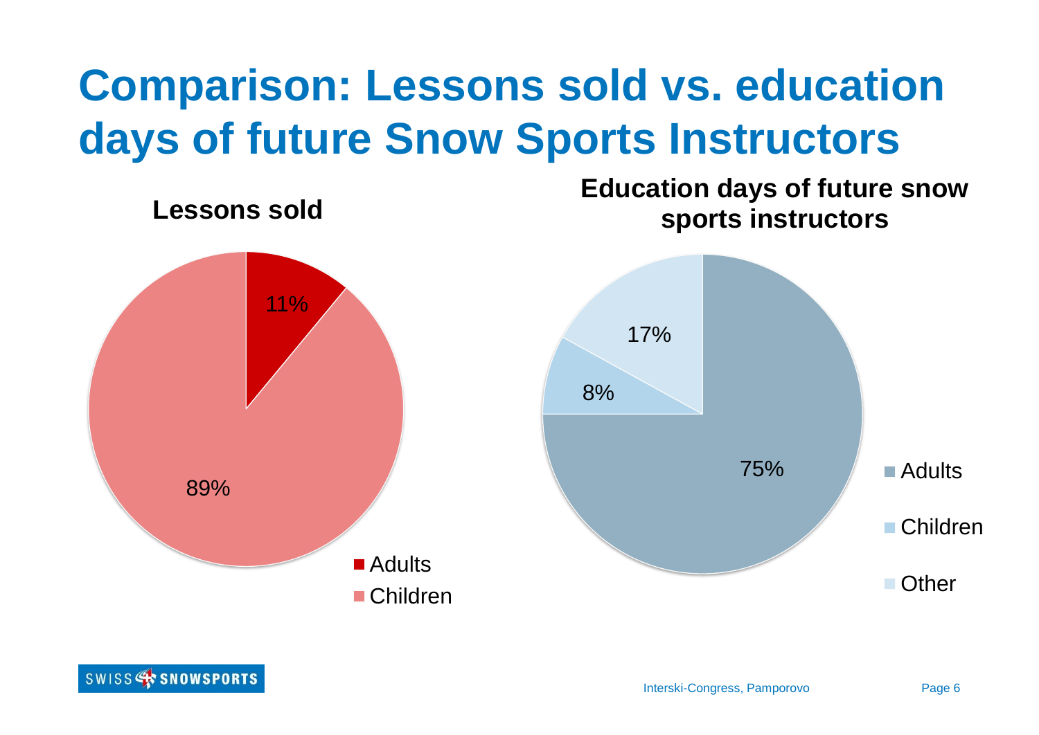# Comparison: Lessons sold vs. education days of future Snow Sports Instructors

**Lessons sold**

| Category | Share |
| --- | --- |
| Adults | 11% |
| Children | 89% |

**Education days of future snow sports instructors**

| Category | Share |
| --- | --- |
| Adults | 75% |
| Children | 8% |
| Other | 17% |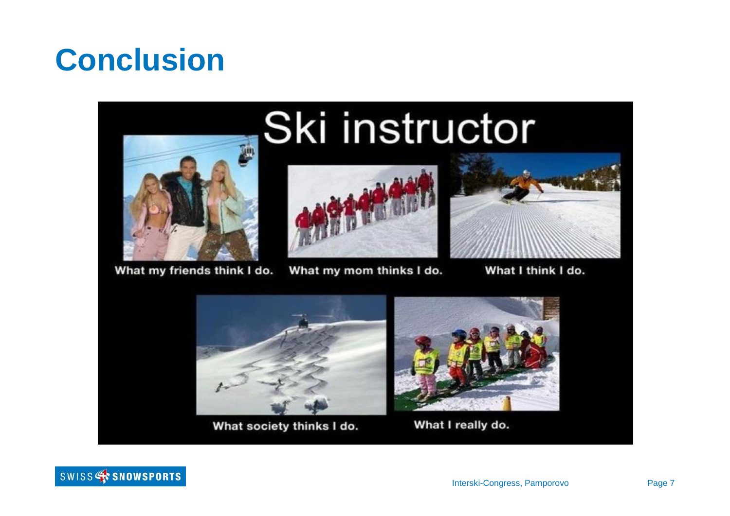# Conclusion

## Ski instructor

What my friends think I do.

What my mom thinks I do.

What I think I do.

What society thinks I do.

What I really do.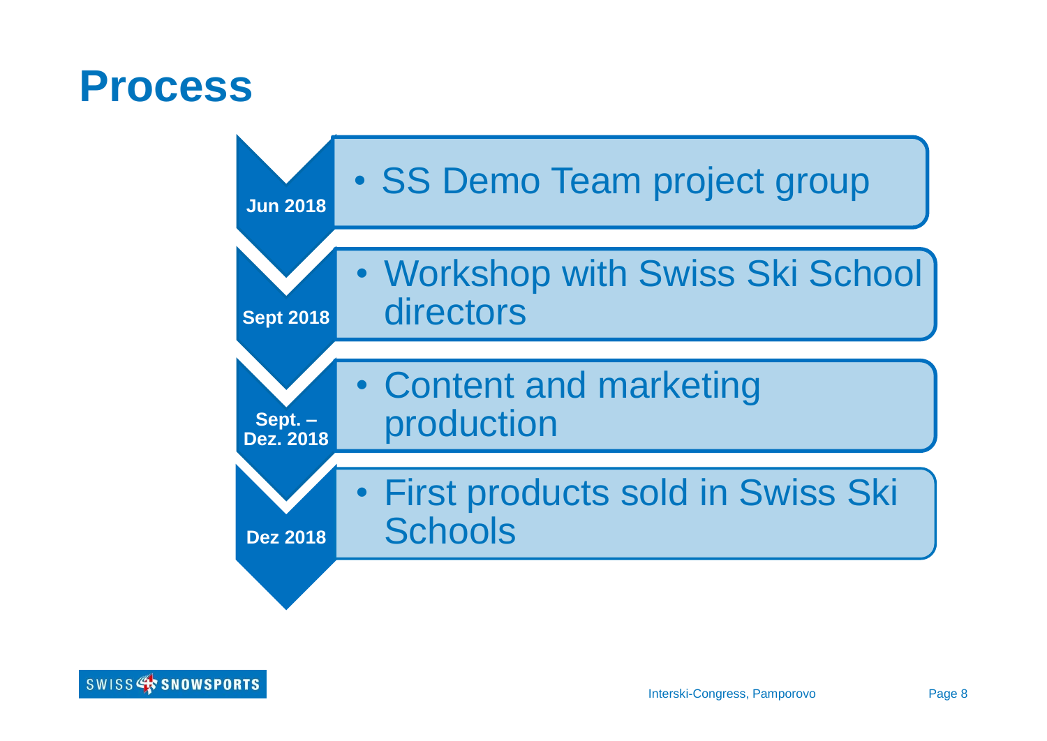# Process

- **Jun 2018**
  - SS Demo Team project group
- **Sept 2018**
  - Workshop with Swiss Ski School directors
- **Sept. – Dez. 2018**
  - Content and marketing production
- **Dez 2018**
  - First products sold in Swiss Ski Schools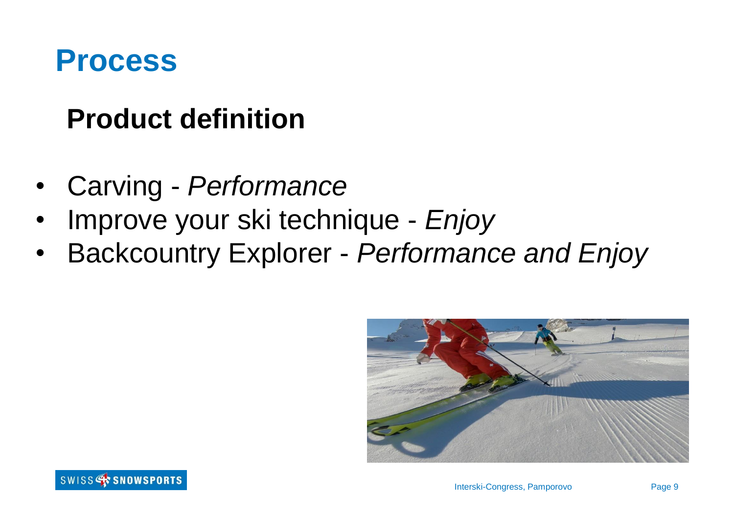# Process

## Product definition

- Carving - *Performance*
- Improve your ski technique - *Enjoy*
- Backcountry Explorer - *Performance and Enjoy*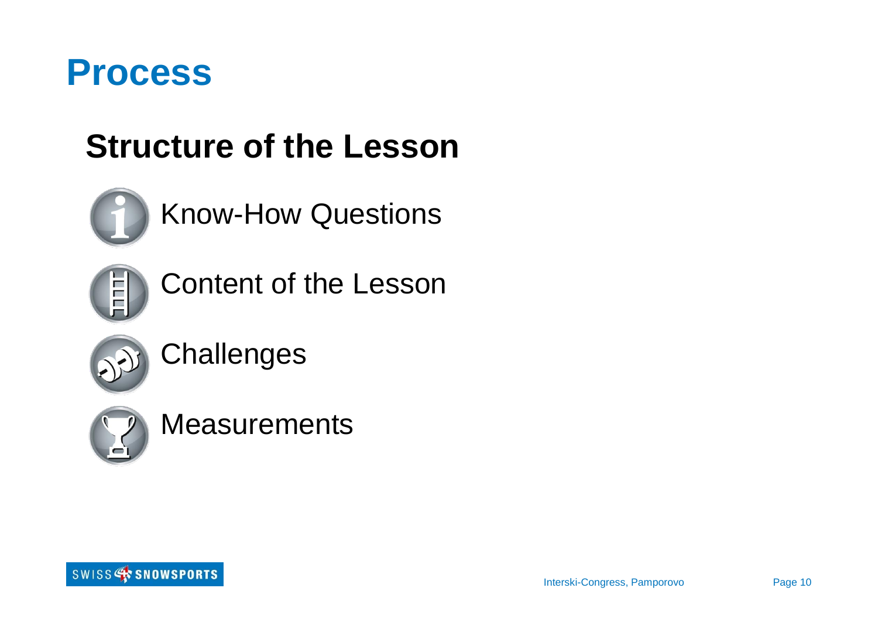# Process

## Structure of the Lesson

- Know-How Questions
- Content of the Lesson
- Challenges
- Measurements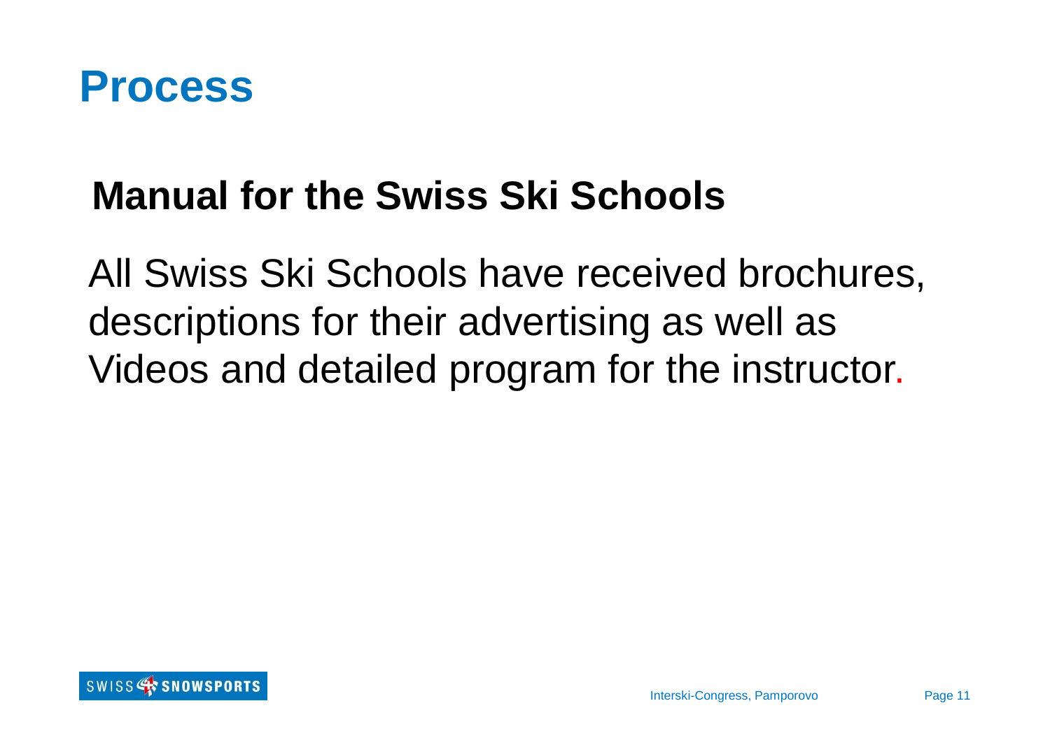# Process

## Manual for the Swiss Ski Schools

All Swiss Ski Schools have received brochures, descriptions for their advertising as well as Videos and detailed program for the instructor.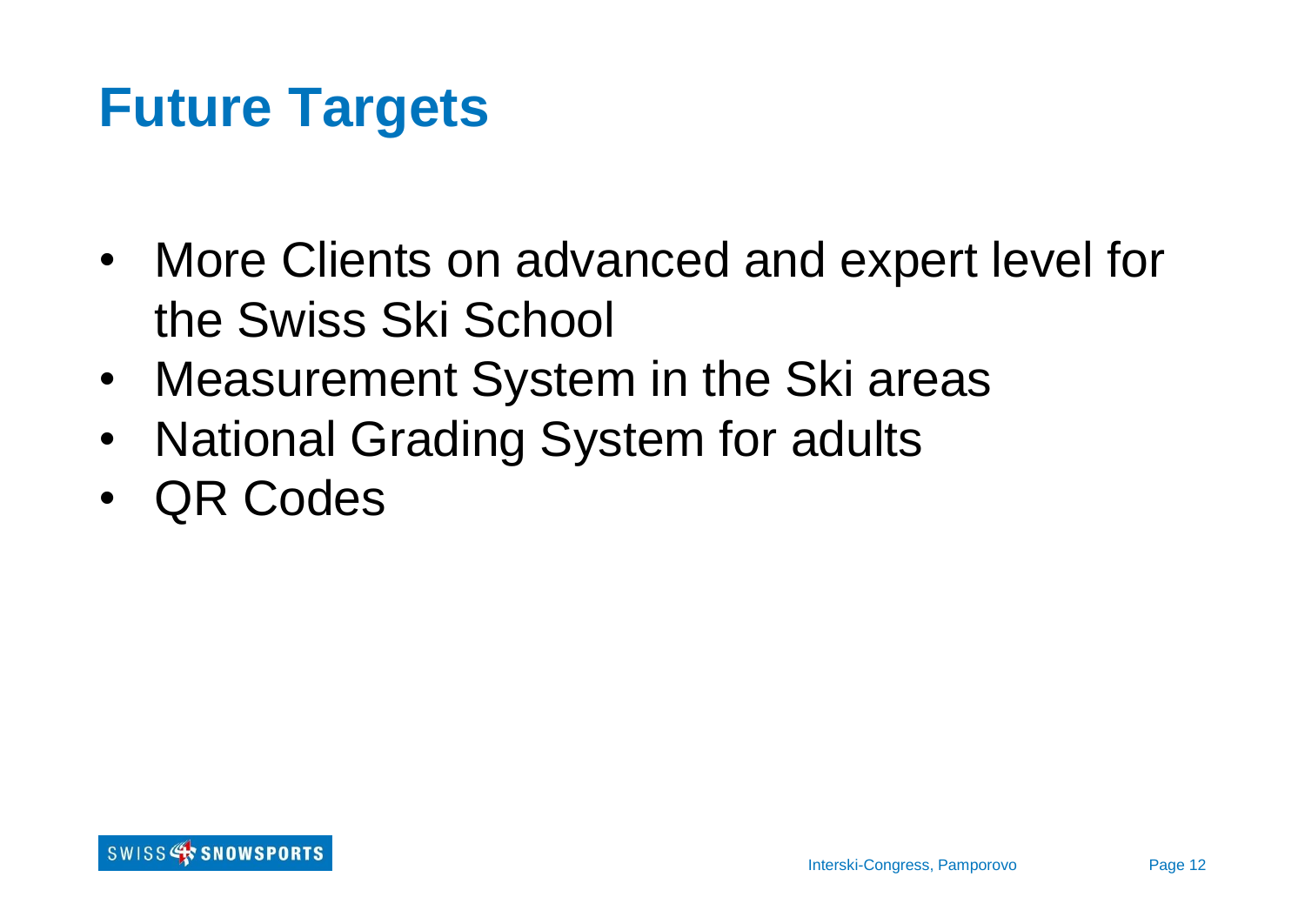# Future Targets

- More Clients on advanced and expert level for the Swiss Ski School
- Measurement System in the Ski areas
- National Grading System for adults
- QR Codes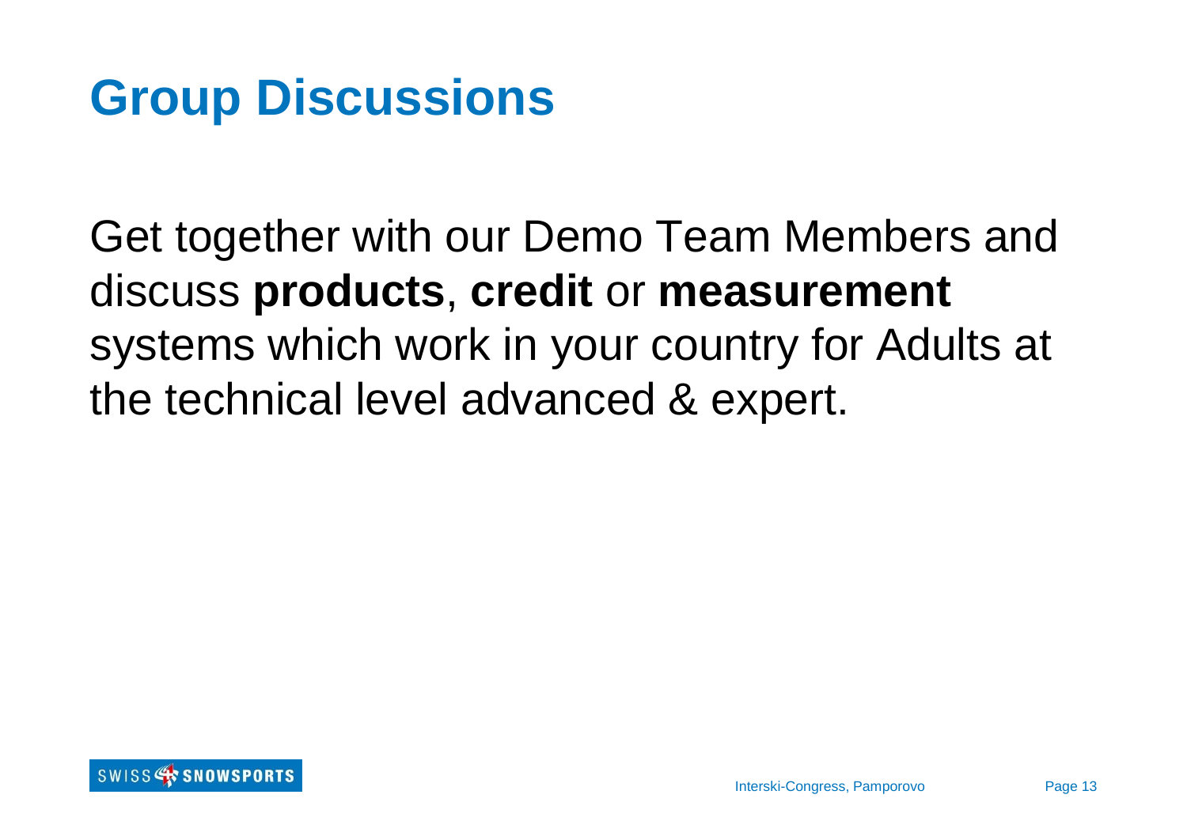# Group Discussions

Get together with our Demo Team Members and discuss **products**, **credit** or **measurement** systems which work in your country for Adults at the technical level advanced & expert.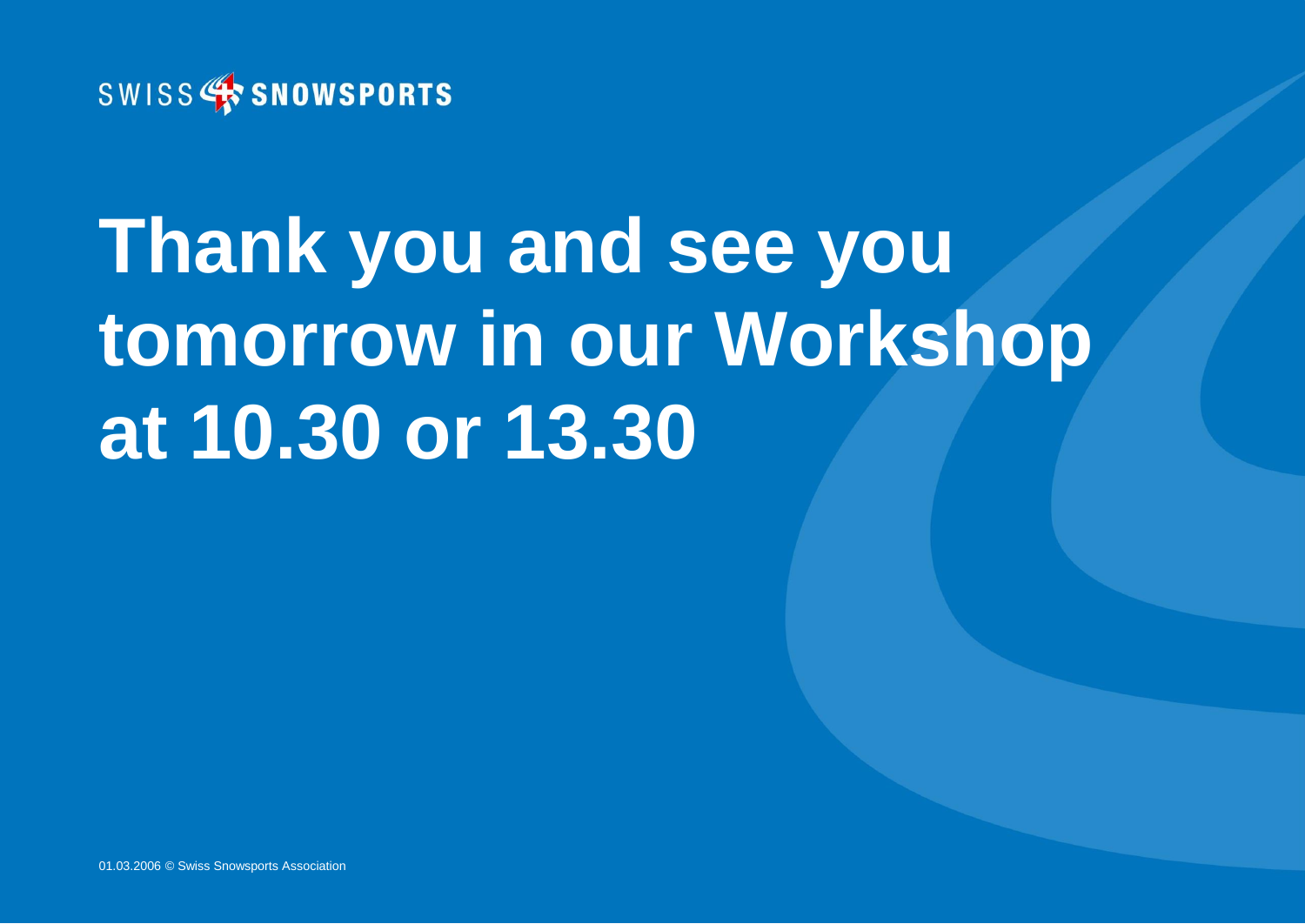SWISS SNOWSPORTS

# Thank you and see you tomorrow in our Workshop at 10.30 or 13.30

01.03.2006 © Swiss Snowsports Association